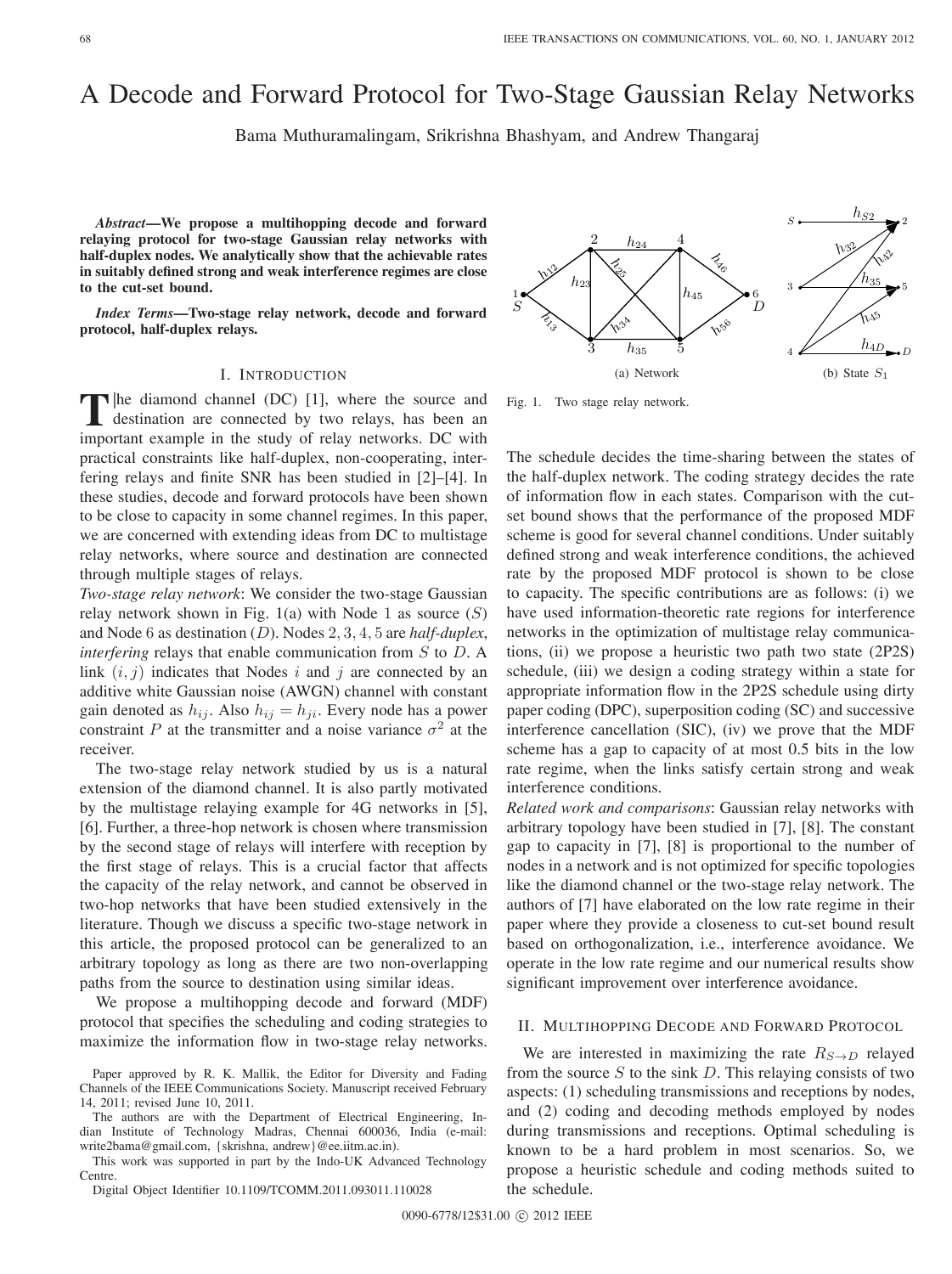# A Decode and Forward Protocol for Two-Stage Gaussian Relay Networks

Bama Muthuramalingam, Srikrishna Bhashyam, and Andrew Thangaraj

***Abstract*—We propose a multihopping decode and forward relaying protocol for two-stage Gaussian relay networks with half-duplex nodes. We analytically show that the achievable rates in suitably defined strong and weak interference regimes are close to the cut-set bound.**

***Index Terms*—Two-stage relay network, decode and forward protocol, half-duplex relays.**

## I. Introduction

The diamond channel (DC) [1], where the source and destination are connected by two relays, has been an important example in the study of relay networks. DC with practical constraints like half-duplex, non-cooperating, interfering relays and finite SNR has been studied in [2]–[4]. In these studies, decode and forward protocols have been shown to be close to capacity in some channel regimes. In this paper, we are concerned with extending ideas from DC to multistage relay networks, where source and destination are connected through multiple stages of relays.

*Two-stage relay network*: We consider the two-stage Gaussian relay network shown in Fig. 1(a) with Node 1 as source ($S$) and Node 6 as destination ($D$). Nodes $2, 3, 4, 5$ are *half-duplex*, *interfering* relays that enable communication from $S$ to $D$. A link $(i, j)$ indicates that Nodes $i$ and $j$ are connected by an additive white Gaussian noise (AWGN) channel with constant gain denoted as $h_{ij}$. Also $h_{ij} = h_{ji}$. Every node has a power constraint $P$ at the transmitter and a noise variance $\sigma^2$ at the receiver.

The two-stage relay network studied by us is a natural extension of the diamond channel. It is also partly motivated by the multistage relaying example for 4G networks in [5], [6]. Further, a three-hop network is chosen where transmission by the second stage of relays will interfere with reception by the first stage of relays. This is a crucial factor that affects the capacity of the relay network, and cannot be observed in two-hop networks that have been studied extensively in the literature. Though we discuss a specific two-stage network in this article, the proposed protocol can be generalized to an arbitrary topology as long as there are two non-overlapping paths from the source to destination using similar ideas.

We propose a multihopping decode and forward (MDF) protocol that specifies the scheduling and coding strategies to maximize the information flow in two-stage relay networks. The schedule decides the time-sharing between the states of the half-duplex network. The coding strategy decides the rate of information flow in each states. Comparison with the cut-set bound shows that the performance of the proposed MDF scheme is good for several channel conditions. Under suitably defined strong and weak interference conditions, the achieved rate by the proposed MDF protocol is shown to be close to capacity. The specific contributions are as follows: (i) we have used information-theoretic rate regions for interference networks in the optimization of multistage relay communications, (ii) we propose a heuristic two path two state (2P2S) schedule, (iii) we design a coding strategy within a state for appropriate information flow in the 2P2S schedule using dirty paper coding (DPC), superposition coding (SC) and successive interference cancellation (SIC), (iv) we prove that the MDF scheme has a gap to capacity of at most 0.5 bits in the low rate regime, when the links satisfy certain strong and weak interference conditions.

*Related work and comparisons*: Gaussian relay networks with arbitrary topology have been studied in [7], [8]. The constant gap to capacity in [7], [8] is proportional to the number of nodes in a network and is not optimized for specific topologies like the diamond channel or the two-stage relay network. The authors of [7] have elaborated on the low rate regime in their paper where they provide a closeness to cut-set bound result based on orthogonalization, i.e., interference avoidance. We operate in the low rate regime and our numerical results show significant improvement over interference avoidance.

(a) Network (b) State $S_1$

Fig. 1. Two stage relay network.

## II. Multihopping Decode and Forward Protocol

We are interested in maximizing the rate $R_{S \to D}$ relayed from the source $S$ to the sink $D$. This relaying consists of two aspects: (1) scheduling transmissions and receptions by nodes, and (2) coding and decoding methods employed by nodes during transmissions and receptions. Optimal scheduling is known to be a hard problem in most scenarios. So, we propose a heuristic schedule and coding methods suited to the schedule.

Paper approved by R. K. Mallik, the Editor for Diversity and Fading Channels of the IEEE Communications Society. Manuscript received February 14, 2011; revised June 10, 2011.

The authors are with the Department of Electrical Engineering, Indian Institute of Technology Madras, Chennai 600036, India (e-mail: write2bama@gmail.com, {skrishna, andrew}@ee.iitm.ac.in).

This work was supported in part by the Indo-UK Advanced Technology Centre.

Digital Object Identifier 10.1109/TCOMM.2011.093011.110028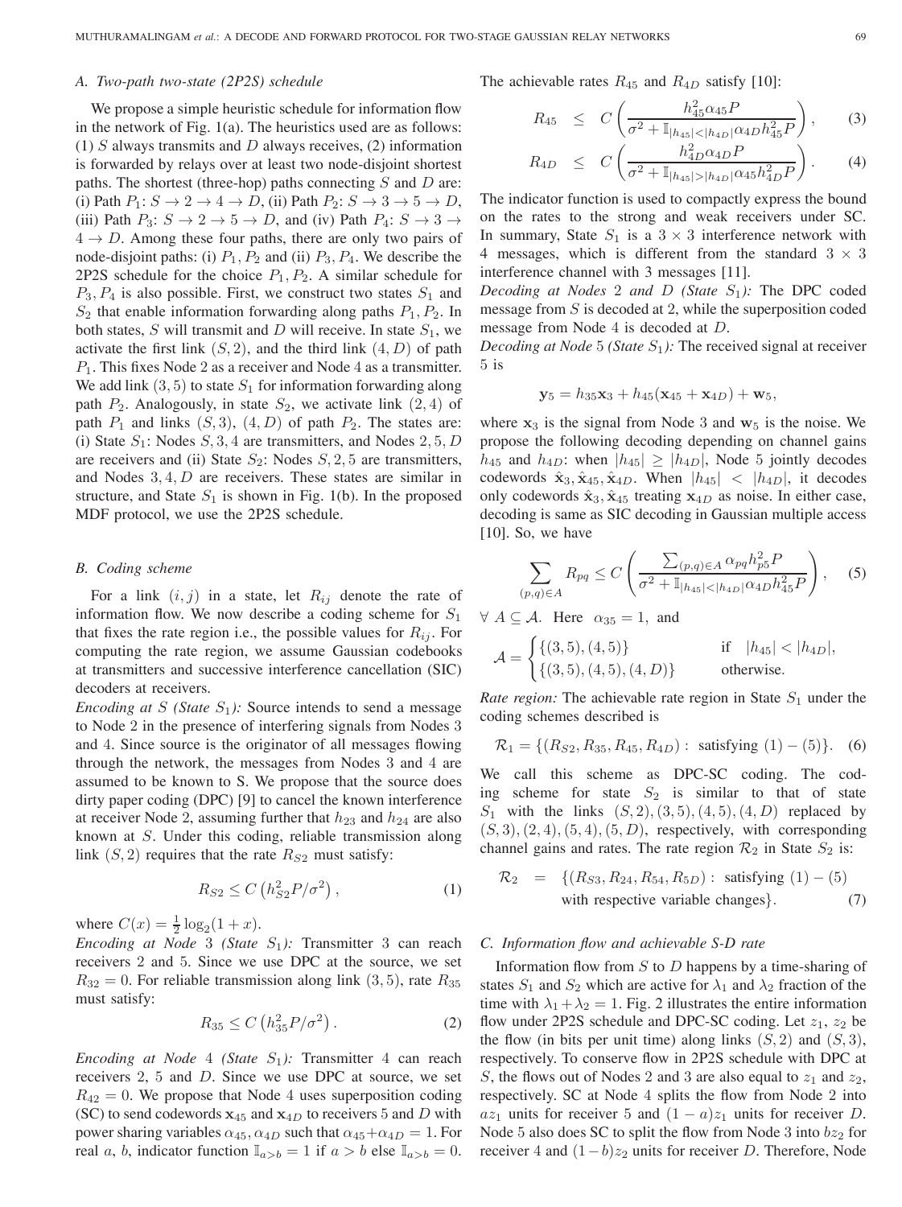### A. Two-path two-state (2P2S) schedule

We propose a simple heuristic schedule for information flow in the network of Fig. 1(a). The heuristics used are as follows: (1) $S$ always transmits and $D$ always receives, (2) information is forwarded by relays over at least two node-disjoint shortest paths. The shortest (three-hop) paths connecting $S$ and $D$ are: (i) Path $P_1$: $S \to 2 \to 4 \to D$, (ii) Path $P_2$: $S \to 3 \to 5 \to D$, (iii) Path $P_3$: $S \to 2 \to 5 \to D$, and (iv) Path $P_4$: $S \to 3 \to 4 \to D$. Among these four paths, there are only two pairs of node-disjoint paths: (i) $P_1, P_2$ and (ii) $P_3, P_4$. We describe the 2P2S schedule for the choice $P_1, P_2$. A similar schedule for $P_3, P_4$ is also possible. First, we construct two states $S_1$ and $S_2$ that enable information forwarding along paths $P_1, P_2$. In both states, $S$ will transmit and $D$ will receive. In state $S_1$, we activate the first link $(S, 2)$, and the third link $(4, D)$ of path $P_1$. This fixes Node 2 as a receiver and Node 4 as a transmitter. We add link $(3, 5)$ to state $S_1$ for information forwarding along path $P_2$. Analogously, in state $S_2$, we activate link $(2, 4)$ of path $P_1$ and links $(S, 3)$, $(4, D)$ of path $P_2$. The states are: (i) State $S_1$: Nodes $S, 3, 4$ are transmitters, and Nodes $2, 5, D$ are receivers and (ii) State $S_2$: Nodes $S, 2, 5$ are transmitters, and Nodes $3, 4, D$ are receivers. These states are similar in structure, and State $S_1$ is shown in Fig. 1(b). In the proposed MDF protocol, we use the 2P2S schedule.

### B. Coding scheme

For a link $(i, j)$ in a state, let $R_{ij}$ denote the rate of information flow. We now describe a coding scheme for $S_1$ that fixes the rate region i.e., the possible values for $R_{ij}$. For computing the rate region, we assume Gaussian codebooks at transmitters and successive interference cancellation (SIC) decoders at receivers.

*Encoding at $S$ (State $S_1$):* Source intends to send a message to Node 2 in the presence of interfering signals from Nodes 3 and 4. Since source is the originator of all messages flowing through the network, the messages from Nodes 3 and 4 are assumed to be known to S. We propose that the source does dirty paper coding (DPC) [9] to cancel the known interference at receiver Node 2, assuming further that $h_{23}$ and $h_{24}$ are also known at $S$. Under this coding, reliable transmission along link $(S, 2)$ requires that the rate $R_{S2}$ must satisfy:

$$R_{S2} \leq C\left(h_{S2}^2 P/\sigma^2\right), \tag{1}$$

where $C(x) = \frac{1}{2}\log_2(1 + x)$.

*Encoding at Node 3 (State $S_1$):* Transmitter 3 can reach receivers 2 and 5. Since we use DPC at the source, we set $R_{32} = 0$. For reliable transmission along link $(3, 5)$, rate $R_{35}$ must satisfy:

$$R_{35} \leq C\left(h_{35}^2 P/\sigma^2\right). \tag{2}$$

*Encoding at Node 4 (State $S_1$):* Transmitter 4 can reach receivers 2, 5 and $D$. Since we use DPC at source, we set $R_{42} = 0$. We propose that Node 4 uses superposition coding (SC) to send codewords $\mathbf{x}_{45}$ and $\mathbf{x}_{4D}$ to receivers 5 and $D$ with power sharing variables $\alpha_{45}, \alpha_{4D}$ such that $\alpha_{45}+\alpha_{4D} = 1$. For real $a$, $b$, indicator function $\mathbb{I}_{a>b} = 1$ if $a > b$ else $\mathbb{I}_{a>b} = 0$. The achievable rates $R_{45}$ and $R_{4D}$ satisfy [10]:

$$R_{45} \leq C\left(\frac{h_{45}^2 \alpha_{45} P}{\sigma^2 + \mathbb{I}_{|h_{45}|<|h_{4D}|}\alpha_{4D} h_{45}^2 P}\right), \tag{3}$$

$$R_{4D} \leq C\left(\frac{h_{4D}^2 \alpha_{4D} P}{\sigma^2 + \mathbb{I}_{|h_{45}|>|h_{4D}|}\alpha_{45} h_{4D}^2 P}\right). \tag{4}$$

The indicator function is used to compactly express the bound on the rates to the strong and weak receivers under SC. In summary, State $S_1$ is a $3 \times 3$ interference network with 4 messages, which is different from the standard $3 \times 3$ interference channel with 3 messages [11].

*Decoding at Nodes 2 and $D$ (State $S_1$):* The DPC coded message from $S$ is decoded at 2, while the superposition coded message from Node 4 is decoded at $D$.

*Decoding at Node 5 (State $S_1$):* The received signal at receiver 5 is

$$\mathbf{y}_5 = h_{35}\mathbf{x}_3 + h_{45}(\mathbf{x}_{45} + \mathbf{x}_{4D}) + \mathbf{w}_5,$$

where $\mathbf{x}_3$ is the signal from Node 3 and $\mathbf{w}_5$ is the noise. We propose the following decoding depending on channel gains $h_{45}$ and $h_{4D}$: when $|h_{45}| \geq |h_{4D}|$, Node 5 jointly decodes codewords $\hat{\mathbf{x}}_3, \hat{\mathbf{x}}_{45}, \hat{\mathbf{x}}_{4D}$. When $|h_{45}| < |h_{4D}|$, it decodes only codewords $\hat{\mathbf{x}}_3, \hat{\mathbf{x}}_{45}$ treating $\mathbf{x}_{4D}$ as noise. In either case, decoding is same as SIC decoding in Gaussian multiple access [10]. So, we have

$$\sum_{(p,q)\in A} R_{pq} \leq C\left(\frac{\sum_{(p,q)\in A}\alpha_{pq} h_{p5}^2 P}{\sigma^2 + \mathbb{I}_{|h_{45}|<|h_{4D}|}\alpha_{4D} h_{45}^2 P}\right), \tag{5}$$

$\forall\ A \subseteq \mathcal{A}$. Here $\alpha_{35} = 1$, and

$$\mathcal{A} = \begin{cases} \{(3,5),(4,5)\} & \text{if} \quad |h_{45}| < |h_{4D}|, \\ \{(3,5),(4,5),(4,D)\} & \text{otherwise.} \end{cases}$$

*Rate region:* The achievable rate region in State $S_1$ under the coding schemes described is

$$\mathcal{R}_1 = \{(R_{S2}, R_{35}, R_{45}, R_{4D}) : \text{ satisfying } (1) - (5)\}. \tag{6}$$

We call this scheme as DPC-SC coding. The coding scheme for state $S_2$ is similar to that of state $S_1$ with the links $(S, 2), (3, 5), (4, 5), (4, D)$ replaced by $(S, 3), (2, 4), (5, 4), (5, D)$, respectively, with corresponding channel gains and rates. The rate region $\mathcal{R}_2$ in State $S_2$ is:

$$\mathcal{R}_2 = \{(R_{S3}, R_{24}, R_{54}, R_{5D}) : \text{ satisfying } (1) - (5) \text{ with respective variable changes}\}. \tag{7}$$

### C. Information flow and achievable S-D rate

Information flow from $S$ to $D$ happens by a time-sharing of states $S_1$ and $S_2$ which are active for $\lambda_1$ and $\lambda_2$ fraction of the time with $\lambda_1 + \lambda_2 = 1$. Fig. 2 illustrates the entire information flow under 2P2S schedule and DPC-SC coding. Let $z_1$, $z_2$ be the flow (in bits per unit time) along links $(S, 2)$ and $(S, 3)$, respectively. To conserve flow in 2P2S schedule with DPC at $S$, the flows out of Nodes 2 and 3 are also equal to $z_1$ and $z_2$, respectively. SC at Node 4 splits the flow from Node 2 into $az_1$ units for receiver 5 and $(1 - a)z_1$ units for receiver $D$. Node 5 also does SC to split the flow from Node 3 into $bz_2$ for receiver 4 and $(1 - b)z_2$ units for receiver $D$. Therefore, Node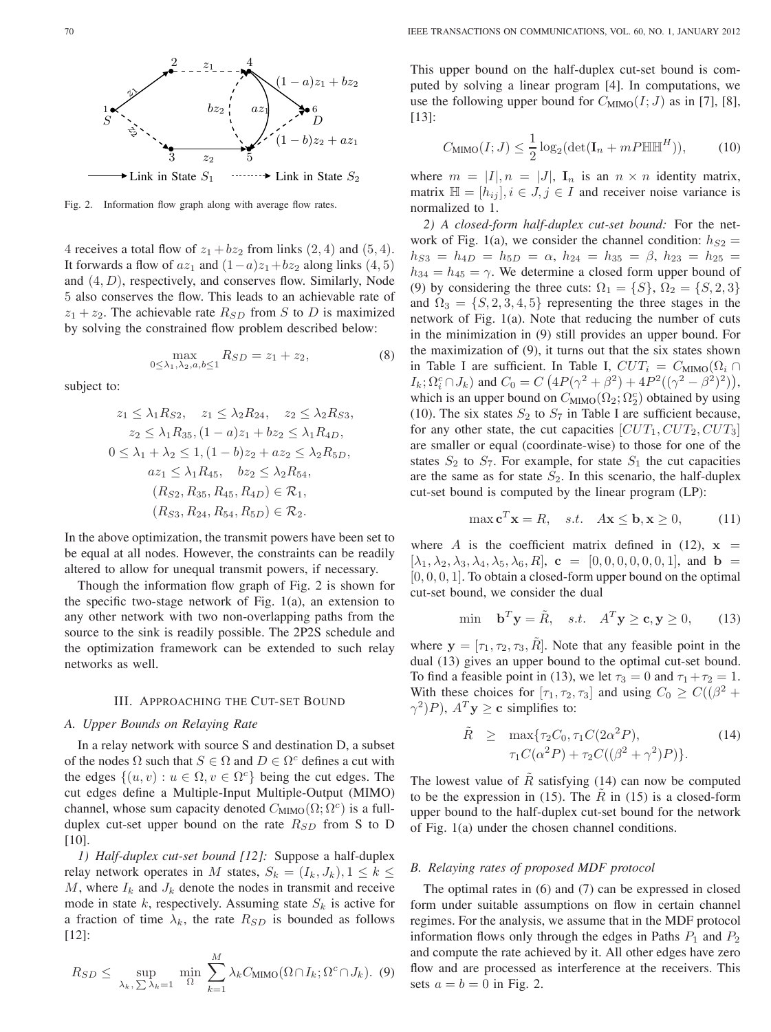Fig. 2. Information flow graph along with average flow rates.

4 receives a total flow of $z_1 + bz_2$ from links $(2,4)$ and $(5,4)$. It forwards a flow of $az_1$ and $(1-a)z_1 + bz_2$ along links $(4,5)$ and $(4,D)$, respectively, and conserves flow. Similarly, Node 5 also conserves the flow. This leads to an achievable rate of $z_1 + z_2$. The achievable rate $R_{SD}$ from $S$ to $D$ is maximized by solving the constrained flow problem described below:

$$\max_{0\leq\lambda_1,\lambda_2,a,b\leq 1} R_{SD} = z_1 + z_2, \tag{8}$$

subject to:

$$\begin{gathered}
z_1 \leq \lambda_1 R_{S2}, \quad z_1 \leq \lambda_2 R_{24}, \quad z_2 \leq \lambda_2 R_{S3}, \\
z_2 \leq \lambda_1 R_{35}, (1-a)z_1 + bz_2 \leq \lambda_1 R_{4D}, \\
0 \leq \lambda_1 + \lambda_2 \leq 1, (1-b)z_2 + az_2 \leq \lambda_2 R_{5D}, \\
az_1 \leq \lambda_1 R_{45}, \quad bz_2 \leq \lambda_2 R_{54}, \\
(R_{S2}, R_{35}, R_{45}, R_{4D}) \in \mathcal{R}_1, \\
(R_{S3}, R_{24}, R_{54}, R_{5D}) \in \mathcal{R}_2.
\end{gathered}$$

In the above optimization, the transmit powers have been set to be equal at all nodes. However, the constraints can be readily altered to allow for unequal transmit powers, if necessary.

Though the information flow graph of Fig. 2 is shown for the specific two-stage network of Fig. 1(a), an extension to any other network with two non-overlapping paths from the source to the sink is readily possible. The 2P2S schedule and the optimization framework can be extended to such relay networks as well.

## III. Approaching the Cut-set Bound

### A. Upper Bounds on Relaying Rate

In a relay network with source S and destination D, a subset of the nodes $\Omega$ such that $S \in \Omega$ and $D \in \Omega^c$ defines a cut with the edges $\{(u,v) : u \in \Omega, v \in \Omega^c\}$ being the cut edges. The cut edges define a Multiple-Input Multiple-Output (MIMO) channel, whose sum capacity denoted $C_{\text{MIMO}}(\Omega;\Omega^c)$ is a full-duplex cut-set upper bound on the rate $R_{SD}$ from S to D [10].

*1) Half-duplex cut-set bound [12]:* Suppose a half-duplex relay network operates in $M$ states, $S_k = (I_k, J_k), 1 \leq k \leq M$, where $I_k$ and $J_k$ denote the nodes in transmit and receive mode in state $k$, respectively. Assuming state $S_k$ is active for a fraction of time $\lambda_k$, the rate $R_{SD}$ is bounded as follows [12]:

$$R_{SD} \leq \sup_{\lambda_k, \sum \lambda_k = 1} \min_{\Omega} \sum_{k=1}^{M} \lambda_k C_{\text{MIMO}}(\Omega \cap I_k; \Omega^c \cap J_k). \tag{9}$$

This upper bound on the half-duplex cut-set bound is computed by solving a linear program [4]. In computations, we use the following upper bound for $C_{\text{MIMO}}(I;J)$ as in [7], [8], [13]:

$$C_{\text{MIMO}}(I;J) \leq \frac{1}{2}\log_2(\det(\mathbf{I}_n + mP\mathbb{H}\mathbb{H}^H)), \tag{10}$$

where $m = |I|, n = |J|$, $\mathbf{I}_n$ is an $n \times n$ identity matrix, matrix $\mathbb{H} = [h_{ij}], i \in J, j \in I$ and receiver noise variance is normalized to 1.

*2) A closed-form half-duplex cut-set bound:* For the network of Fig. 1(a), we consider the channel condition: $h_{S2} = h_{S3} = h_{4D} = h_{5D} = \alpha$, $h_{24} = h_{35} = \beta$, $h_{23} = h_{25} = h_{34} = h_{45} = \gamma$. We determine a closed form upper bound of (9) by considering the three cuts: $\Omega_1 = \{S\}$, $\Omega_2 = \{S,2,3\}$ and $\Omega_3 = \{S,2,3,4,5\}$ representing the three stages in the network of Fig. 1(a). Note that reducing the number of cuts in the minimization in (9) still provides an upper bound. For the maximization of (9), it turns out that the six states shown in Table I are sufficient. In Table I, $CUT_i = C_{\text{MIMO}}(\Omega_i \cap I_k; \Omega_i^c \cap J_k)$ and $C_0 = C\left(4P(\gamma^2+\beta^2) + 4P^2((\gamma^2-\beta^2)^2)\right)$, which is an upper bound on $C_{\text{MIMO}}(\Omega_2;\Omega_2^c)$ obtained by using (10). The six states $S_2$ to $S_7$ in Table I are sufficient because, for any other state, the cut capacities $[CUT_1, CUT_2, CUT_3]$ are smaller or equal (coordinate-wise) to those for one of the states $S_2$ to $S_7$. For example, for state $S_1$ the cut capacities are the same as for state $S_2$. In this scenario, the half-duplex cut-set bound is computed by the linear program (LP):

$$\max \mathbf{c}^T\mathbf{x} = R, \quad s.t. \quad A\mathbf{x} \leq \mathbf{b}, \mathbf{x} \geq 0, \tag{11}$$

where $A$ is the coefficient matrix defined in (12), $\mathbf{x} = [\lambda_1, \lambda_2, \lambda_3, \lambda_4, \lambda_5, \lambda_6, R]$, $\mathbf{c} = [0,0,0,0,0,0,1]$, and $\mathbf{b} = [0,0,0,1]$. To obtain a closed-form upper bound on the optimal cut-set bound, we consider the dual

$$\min \quad \mathbf{b}^T\mathbf{y} = \tilde{R}, \quad s.t. \quad A^T\mathbf{y} \geq \mathbf{c}, \mathbf{y} \geq 0, \tag{13}$$

where $\mathbf{y} = [\tau_1, \tau_2, \tau_3, \tilde{R}]$. Note that any feasible point in the dual (13) gives an upper bound to the optimal cut-set bound. To find a feasible point in (13), we let $\tau_3 = 0$ and $\tau_1 + \tau_2 = 1$. With these choices for $[\tau_1, \tau_2, \tau_3]$ and using $C_0 \geq C((\beta^2 + \gamma^2)P)$, $A^T\mathbf{y} \geq \mathbf{c}$ simplifies to:

$$\begin{aligned}
\tilde{R} \quad \geq \quad & \max\{\tau_2 C_0, \tau_1 C(2\alpha^2 P), \\
& \tau_1 C(\alpha^2 P) + \tau_2 C((\beta^2+\gamma^2)P)\}.
\end{aligned} \tag{14}$$

The lowest value of $\tilde{R}$ satisfying (14) can now be computed to be the expression in (15). The $\tilde{R}$ in (15) is a closed-form upper bound to the half-duplex cut-set bound for the network of Fig. 1(a) under the chosen channel conditions.

### B. Relaying rates of proposed MDF protocol

The optimal rates in (6) and (7) can be expressed in closed form under suitable assumptions on flow in certain channel regimes. For the analysis, we assume that in the MDF protocol information flows only through the edges in Paths $P_1$ and $P_2$ and compute the rate achieved by it. All other edges have zero flow and are processed as interference at the receivers. This sets $a = b = 0$ in Fig. 2.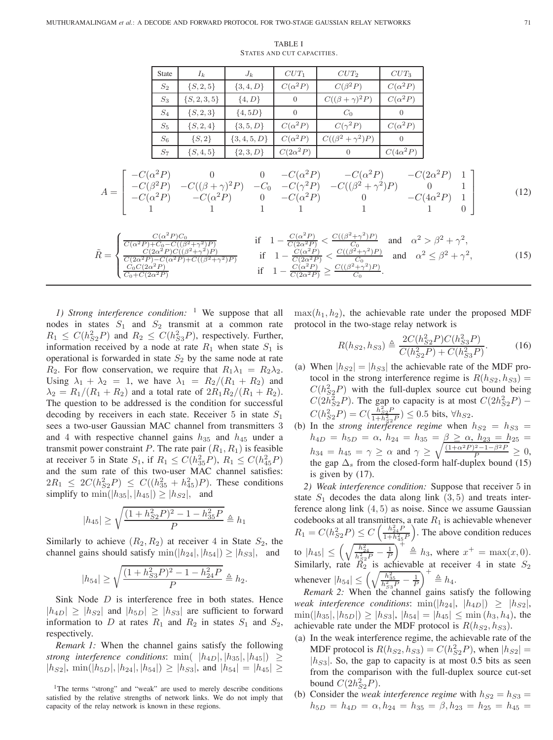TABLE I
STATES AND CUT CAPACITIES.

| State | $I_k$ | $J_k$ | $CUT_1$ | $CUT_2$ | $CUT_3$ |
|---|---|---|---|---|---|
| $S_2$ | $\{S, 2, 5\}$ | $\{3, 4, D\}$ | $C(\alpha^2 P)$ | $C(\beta^2 P)$ | $C(\alpha^2 P)$ |
| $S_3$ | $\{S, 2, 3, 5\}$ | $\{4, D\}$ | $0$ | $C((\beta+\gamma)^2 P)$ | $C(\alpha^2 P)$ |
| $S_4$ | $\{S, 2, 3\}$ | $\{4, 5D\}$ | $0$ | $C_0$ | $0$ |
| $S_5$ | $\{S, 2, 4\}$ | $\{3, 5, D\}$ | $C(\alpha^2 P)$ | $C(\gamma^2 P)$ | $C(\alpha^2 P)$ |
| $S_6$ | $\{S, 2\}$ | $\{3, 4, 5, D\}$ | $C(\alpha^2 P)$ | $C((\beta^2+\gamma^2) P)$ | $0$ |
| $S_7$ | $\{S, 4, 5\}$ | $\{2, 3, D\}$ | $C(2\alpha^2 P)$ | $0$ | $C(4\alpha^2 P)$ |

$$A = \begin{bmatrix} -C(\alpha^2 P) & 0 & 0 & -C(\alpha^2 P) & -C(\alpha^2 P) & -C(2\alpha^2 P) & 1 \\ -C(\beta^2 P) & -C((\beta+\gamma)^2 P) & -C_0 & -C(\gamma^2 P) & -C((\beta^2+\gamma^2)P) & 0 & 1 \\ -C(\alpha^2 P) & -C(\alpha^2 P) & 0 & -C(\alpha^2 P) & 0 & -C(4\alpha^2 P) & 1 \\ 1 & 1 & 1 & 1 & 1 & 1 & 0 \end{bmatrix} \tag{12}$$

$$\tilde{R} = \begin{cases} \frac{C(\alpha^2 P) C_0}{C(\alpha^2 P) + C_0 - C((\beta^2+\gamma^2)P)} & \text{if} \quad 1 - \frac{C(\alpha^2 P)}{C(2\alpha^2 P)} < \frac{C((\beta^2+\gamma^2)P)}{C_0} \quad \text{and} \quad \alpha^2 > \beta^2 + \gamma^2, \\ \frac{C(2\alpha^2 P) C((\beta^2+\gamma^2)P)}{C(2\alpha^2 P) - C(\alpha^2 P) + C((\beta^2+\gamma^2)P)} & \text{if} \quad 1 - \frac{C(\alpha^2 P)}{C(2\alpha^2 P)} < \frac{C((\beta^2+\gamma^2)P)}{C_0} \quad \text{and} \quad \alpha^2 \leq \beta^2 + \gamma^2, \\ \frac{C_0 C(2\alpha^2 P)}{C_0 + C(2\alpha^2 P)} & \text{if} \quad 1 - \frac{C(\alpha^2 P)}{C(2\alpha^2 P)} \geq \frac{C((\beta^2+\gamma^2)P)}{C_0}. \end{cases} \tag{15}$$

*1) Strong interference condition:* [1] We suppose that all nodes in states $S_1$ and $S_2$ transmit at a common rate $R_1 \leq C(h_{S2}^2 P)$ and $R_2 \leq C(h_{S3}^2 P)$, respectively. Further, information received by a node at rate $R_1$ when state $S_1$ is operational is forwarded in state $S_2$ by the same node at rate $R_2$. For flow conservation, we require that $R_1 \lambda_1 = R_2 \lambda_2$. Using $\lambda_1 + \lambda_2 = 1$, we have $\lambda_1 = R_2/(R_1 + R_2)$ and $\lambda_2 = R_1/(R_1 + R_2)$ and a total rate of $2R_1 R_2/(R_1 + R_2)$. The question to be addressed is the condition for successful decoding by receivers in each state. Receiver 5 in state $S_1$ sees a two-user Gaussian MAC channel from transmitters 3 and 4 with respective channel gains $h_{35}$ and $h_{45}$ under a transmit power constraint $P$. The rate pair $(R_1, R_1)$ is feasible at receiver 5 in State $S_1$, if $R_1 \leq C(h_{35}^2 P)$, $R_1 \leq C(h_{45}^2 P)$ and the sum rate of this two-user MAC channel satisfies: $2R_1 \leq 2C(h_{S2}^2 P) \leq C((h_{35}^2 + h_{45}^2)P)$. These conditions simplify to $\min(|h_{35}|, |h_{45}|) \geq |h_{S2}|$, and

$$|h_{45}| \geq \sqrt{\frac{(1 + h_{S2}^2 P)^2 - 1 - h_{35}^2 P}{P}} \triangleq h_1$$

Similarly to achieve $(R_2, R_2)$ at receiver 4 in State $S_2$, the channel gains should satisfy $\min(|h_{24}|, |h_{54}|) \geq |h_{S3}|$, and

$$|h_{54}| \geq \sqrt{\frac{(1 + h_{S3}^2 P)^2 - 1 - h_{24}^2 P}{P}} \triangleq h_2.$$

Sink Node $D$ is interference free in both states. Hence $|h_{4D}| \geq |h_{S2}|$ and $|h_{5D}| \geq |h_{S3}|$ are sufficient to forward information to $D$ at rates $R_1$ and $R_2$ in states $S_1$ and $S_2$, respectively.

*Remark 1:* When the channel gains satisfy the following *strong interference conditions*: $\min(|h_{4D}|, |h_{35}|, |h_{45}|) \geq |h_{S2}|$, $\min(|h_{5D}|, |h_{24}|, |h_{54}|) \geq |h_{S3}|$, and $|h_{54}| = |h_{45}| \geq \max(h_1, h_2)$, the achievable rate under the proposed MDF protocol in the two-stage relay network is

$$R(h_{S2}, h_{S3}) \triangleq \frac{2C(h_{S2}^2 P) C(h_{S3}^2 P)}{C(h_{S2}^2 P) + C(h_{S3}^2 P)}. \tag{16}$$

(a) When $|h_{S2}| = |h_{S3}|$ the achievable rate of the MDF protocol in the strong interference regime is $R(h_{S2}, h_{S3}) = C(h_{S2}^2 P)$ with the full-duplex source cut bound being $C(2h_{S2}^2 P)$. The gap to capacity is at most $C(2h_{S2}^2 P) - C(h_{S2}^2 P) = C(\frac{h_{S2}^2 P}{1 + h_{S2}^2 P}) \leq 0.5$ bits, $\forall h_{S2}$.

(b) In the *strong interference regime* when $h_{S2} = h_{S3} = h_{4D} = h_{5D} = \alpha$, $h_{24} = h_{35} = \beta \geq \alpha$, $h_{23} = h_{25} = h_{34} = h_{45} = \gamma \geq \alpha$ and $\gamma \geq \sqrt{\frac{(1+\alpha^2 P)^2 - 1 - \beta^2 P}{P}} \geq 0$, the gap $\Delta_s$ from the closed-form half-duplex bound (15) is given by (17).

*2) Weak interference condition:* Suppose that receiver 5 in state $S_1$ decodes the data along link $(3,5)$ and treats interference along link $(4,5)$ as noise. Since we assume Gaussian codebooks at all transmitters, a rate $R_1$ is achievable whenever $R_1 = C(h_{S2}^2 P) \leq C\left(\frac{h_{24}^2 P}{1 + h_{45}^2 P}\right)$. The above condition reduces to $|h_{45}| \leq \left(\sqrt{\frac{h_{24}^2}{h_{S2}^2 P} - \frac{1}{P}}\right)^+ \triangleq h_3$, where $x^+ = \max(x, 0)$. Similarly, rate $R_2$ is achievable at receiver 4 in state $S_2$ whenever $|h_{54}| \leq \left(\sqrt{\frac{h_{35}^2}{h_{S3}^2 P} - \frac{1}{P}}\right)^+ \triangleq h_4$.

*Remark 2:* When the channel gains satisfy the following *weak interference conditions*: $\min(|h_{24}|, |h_{4D}|) \geq |h_{S2}|$, $\min(|h_{35}|, |h_{5D}|) \geq |h_{S3}|$, $|h_{54}| = |h_{45}| \leq \min(h_3, h_4)$, the achievable rate under the MDF protocol is $R(h_{S2}, h_{S3})$.

(a) In the weak interference regime, the achievable rate of the MDF protocol is $R(h_{S2}, h_{S3}) = C(h_{S2}^2 P)$, when $|h_{S2}| = |h_{S3}|$. So, the gap to capacity is at most 0.5 bits as seen from the comparison with the full-duplex source cut-set bound $C(2h_{S2}^2 P)$.

(b) Consider the *weak interference regime* with $h_{S2} = h_{S3} = h_{5D} = h_{4D} = \alpha, h_{24} = h_{35} = \beta, h_{23} = h_{25} = h_{45} =$

[1] The terms "strong" and "weak" are used to merely describe conditions satisfied by the relative strengths of network links. We do not imply that capacity of the relay network is known in these regions.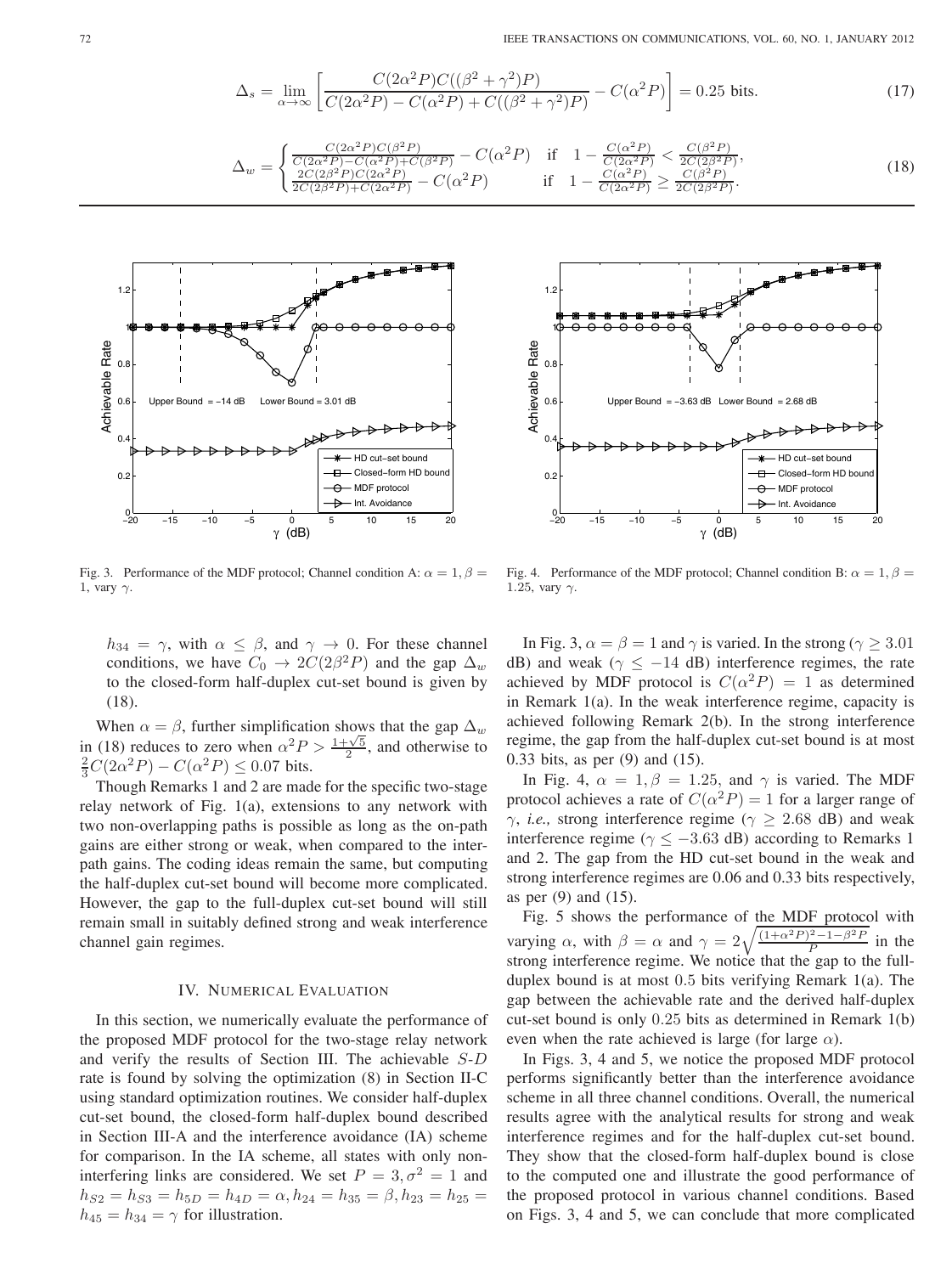$$\Delta_s = \lim_{\alpha \to \infty} \left[ \frac{C(2\alpha^2 P) C((\beta^2+\gamma^2)P)}{C(2\alpha^2 P) - C(\alpha^2 P) + C((\beta^2+\gamma^2)P)} - C(\alpha^2 P) \right] = 0.25 \text{ bits.} \tag{17}$$

$$\Delta_w = \begin{cases} \frac{C(2\alpha^2 P) C(\beta^2 P)}{C(2\alpha^2 P) - C(\alpha^2 P) + C(\beta^2 P)} - C(\alpha^2 P) & \text{if} \quad 1 - \frac{C(\alpha^2 P)}{C(2\alpha^2 P)} < \frac{C(\beta^2 P)}{2C(2\beta^2 P)}, \\ \frac{2C(2\beta^2 P) C(2\alpha^2 P)}{2C(2\beta^2 P) + C(2\alpha^2 P)} - C(\alpha^2 P) & \text{if} \quad 1 - \frac{C(\alpha^2 P)}{C(2\alpha^2 P)} \geq \frac{C(\beta^2 P)}{2C(2\beta^2 P)}. \end{cases} \tag{18}$$

Fig. 3. Performance of the MDF protocol; Channel condition A: $\alpha = 1, \beta = 1$, vary $\gamma$.

Fig. 4. Performance of the MDF protocol; Channel condition B: $\alpha = 1, \beta = 1.25$, vary $\gamma$.

$h_{34} = \gamma$, with $\alpha \leq \beta$, and $\gamma \to 0$. For these channel conditions, we have $C_0 \to 2C(2\beta^2 P)$ and the gap $\Delta_w$ to the closed-form half-duplex cut-set bound is given by (18).

When $\alpha = \beta$, further simplification shows that the gap $\Delta_w$ in (18) reduces to zero when $\alpha^2 P > \frac{1+\sqrt{5}}{2}$, and otherwise to $\frac{2}{3}C(2\alpha^2 P) - C(\alpha^2 P) \leq 0.07$ bits.

Though Remarks 1 and 2 are made for the specific two-stage relay network of Fig. 1(a), extensions to any network with two non-overlapping paths is possible as long as the on-path gains are either strong or weak, when compared to the inter-path gains. The coding ideas remain the same, but computing the half-duplex cut-set bound will become more complicated. However, the gap to the full-duplex cut-set bound will still remain small in suitably defined strong and weak interference channel gain regimes.

## IV. Numerical Evaluation

In this section, we numerically evaluate the performance of the proposed MDF protocol for the two-stage relay network and verify the results of Section III. The achievable $S$-$D$ rate is found by solving the optimization (8) in Section II-C using standard optimization routines. We consider half-duplex cut-set bound, the closed-form half-duplex bound described in Section III-A and the interference avoidance (IA) scheme for comparison. In the IA scheme, all states with only non-interfering links are considered. We set $P = 3, \sigma^2 = 1$ and $h_{S2} = h_{S3} = h_{5D} = h_{4D} = \alpha, h_{24} = h_{35} = \beta, h_{23} = h_{25} = h_{45} = h_{34} = \gamma$ for illustration.

In Fig. 3, $\alpha = \beta = 1$ and $\gamma$ is varied. In the strong ($\gamma \geq 3.01$ dB) and weak ($\gamma \leq -14$ dB) interference regimes, the rate achieved by MDF protocol is $C(\alpha^2 P) = 1$ as determined in Remark 1(a). In the weak interference regime, capacity is achieved following Remark 2(b). In the strong interference regime, the gap from the half-duplex cut-set bound is at most 0.33 bits, as per (9) and (15).

In Fig. 4, $\alpha = 1, \beta = 1.25$, and $\gamma$ is varied. The MDF protocol achieves a rate of $C(\alpha^2 P) = 1$ for a larger range of $\gamma$, *i.e.,* strong interference regime ($\gamma \geq 2.68$ dB) and weak interference regime ($\gamma \leq -3.63$ dB) according to Remarks 1 and 2. The gap from the HD cut-set bound in the weak and strong interference regimes are 0.06 and 0.33 bits respectively, as per (9) and (15).

Fig. 5 shows the performance of the MDF protocol with varying $\alpha$, with $\beta = \alpha$ and $\gamma = 2\sqrt{\frac{(1+\alpha^2 P)^2 - 1 - \beta^2 P}{P}}$ in the strong interference regime. We notice that the gap to the full-duplex bound is at most 0.5 bits verifying Remark 1(a). The gap between the achievable rate and the derived half-duplex cut-set bound is only 0.25 bits as determined in Remark 1(b) even when the rate achieved is large (for large $\alpha$).

In Figs. 3, 4 and 5, we notice the proposed MDF protocol performs significantly better than the interference avoidance scheme in all three channel conditions. Overall, the numerical results agree with the analytical results for strong and weak interference regimes and for the half-duplex cut-set bound. They show that the closed-form half-duplex bound is close to the computed one and illustrate the good performance of the proposed protocol in various channel conditions. Based on Figs. 3, 4 and 5, we can conclude that more complicated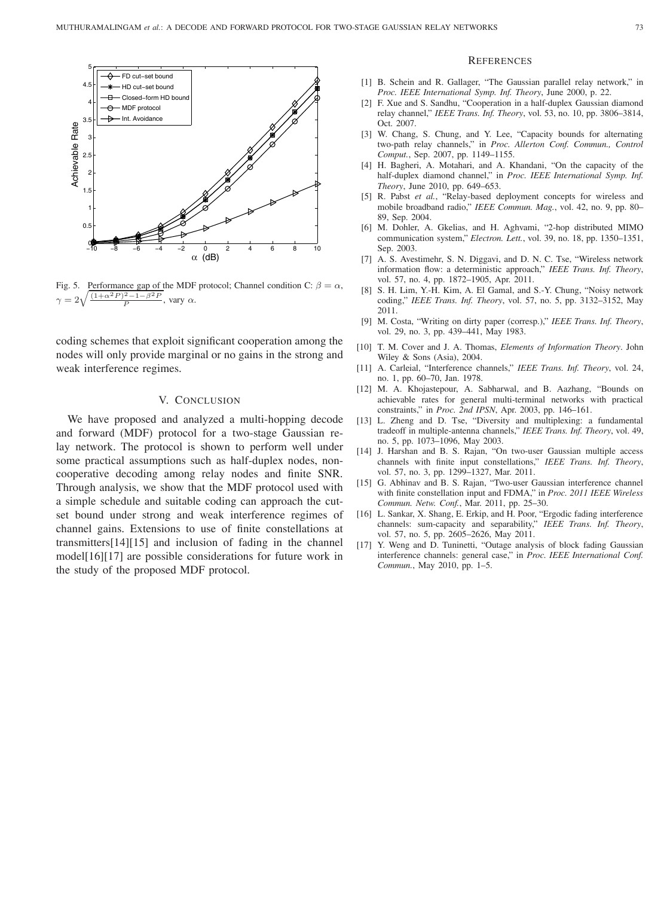5

4.5

4

3.5

3

2.5

2

1.5

1

0.5

0

Achievable Rate

−10 −8 −6 −4 −2 0 2 4 6 8 10

$\alpha$ (dB)

FD cut−set bound

HD cut−set bound

Closed−form HD bound

MDF protocol

Int. Avoidance

Fig. 5. Performance gap of the MDF protocol; Channel condition C: $\beta = \alpha$, $\gamma = 2\sqrt{\frac{(1+\alpha^2 P)^2 - 1 - \beta^2 P}{P}}$, vary $\alpha$.

coding schemes that exploit significant cooperation among the nodes will only provide marginal or no gains in the strong and weak interference regimes.

## V. Conclusion

We have proposed and analyzed a multi-hopping decode and forward (MDF) protocol for a two-stage Gaussian relay network. The protocol is shown to perform well under some practical assumptions such as half-duplex nodes, non-cooperative decoding among relay nodes and finite SNR. Through analysis, we show that the MDF protocol used with a simple schedule and suitable coding can approach the cut-set bound under strong and weak interference regimes of channel gains. Extensions to use of finite constellations at transmitters[14][15] and inclusion of fading in the channel model[16][17] are possible considerations for future work in the study of the proposed MDF protocol.

## References

[1] B. Schein and R. Gallager, "The Gaussian parallel relay network," in *Proc. IEEE International Symp. Inf. Theory*, June 2000, p. 22.

[2] F. Xue and S. Sandhu, "Cooperation in a half-duplex Gaussian diamond relay channel," *IEEE Trans. Inf. Theory*, vol. 53, no. 10, pp. 3806–3814, Oct. 2007.

[3] W. Chang, S. Chung, and Y. Lee, "Capacity bounds for alternating two-path relay channels," in *Proc. Allerton Conf. Commun., Control Comput.*, Sep. 2007, pp. 1149–1155.

[4] H. Bagheri, A. Motahari, and A. Khandani, "On the capacity of the half-duplex diamond channel," in *Proc. IEEE International Symp. Inf. Theory*, June 2010, pp. 649–653.

[5] R. Pabst *et al.*, "Relay-based deployment concepts for wireless and mobile broadband radio," *IEEE Commun. Mag.*, vol. 42, no. 9, pp. 80–89, Sep. 2004.

[6] M. Dohler, A. Gkelias, and H. Aghvami, "2-hop distributed MIMO communication system," *Electron. Lett.*, vol. 39, no. 18, pp. 1350–1351, Sep. 2003.

[7] A. S. Avestimehr, S. N. Diggavi, and D. N. C. Tse, "Wireless network information flow: a deterministic approach," *IEEE Trans. Inf. Theory*, vol. 57, no. 4, pp. 1872–1905, Apr. 2011.

[8] S. H. Lim, Y.-H. Kim, A. El Gamal, and S.-Y. Chung, "Noisy network coding," *IEEE Trans. Inf. Theory*, vol. 57, no. 5, pp. 3132–3152, May 2011.

[9] M. Costa, "Writing on dirty paper (corresp.)," *IEEE Trans. Inf. Theory*, vol. 29, no. 3, pp. 439–441, May 1983.

[10] T. M. Cover and J. A. Thomas, *Elements of Information Theory*. John Wiley & Sons (Asia), 2004.

[11] A. Carleial, "Interference channels," *IEEE Trans. Inf. Theory*, vol. 24, no. 1, pp. 60–70, Jan. 1978.

[12] M. A. Khojastepour, A. Sabharwal, and B. Aazhang, "Bounds on achievable rates for general multi-terminal networks with practical constraints," in *Proc. 2nd IPSN*, Apr. 2003, pp. 146–161.

[13] L. Zheng and D. Tse, "Diversity and multiplexing: a fundamental tradeoff in multiple-antenna channels," *IEEE Trans. Inf. Theory*, vol. 49, no. 5, pp. 1073–1096, May 2003.

[14] J. Harshan and B. S. Rajan, "On two-user Gaussian multiple access channels with finite input constellations," *IEEE Trans. Inf. Theory*, vol. 57, no. 3, pp. 1299–1327, Mar. 2011.

[15] G. Abhinav and B. S. Rajan, "Two-user Gaussian interference channel with finite constellation input and FDMA," in *Proc. 2011 IEEE Wireless Commun. Netw. Conf.*, Mar. 2011, pp. 25–30.

[16] L. Sankar, X. Shang, E. Erkip, and H. Poor, "Ergodic fading interference channels: sum-capacity and separability," *IEEE Trans. Inf. Theory*, vol. 57, no. 5, pp. 2605–2626, May 2011.

[17] Y. Weng and D. Tuninetti, "Outage analysis of block fading Gaussian interference channels: general case," in *Proc. IEEE International Conf. Commun.*, May 2010, pp. 1–5.